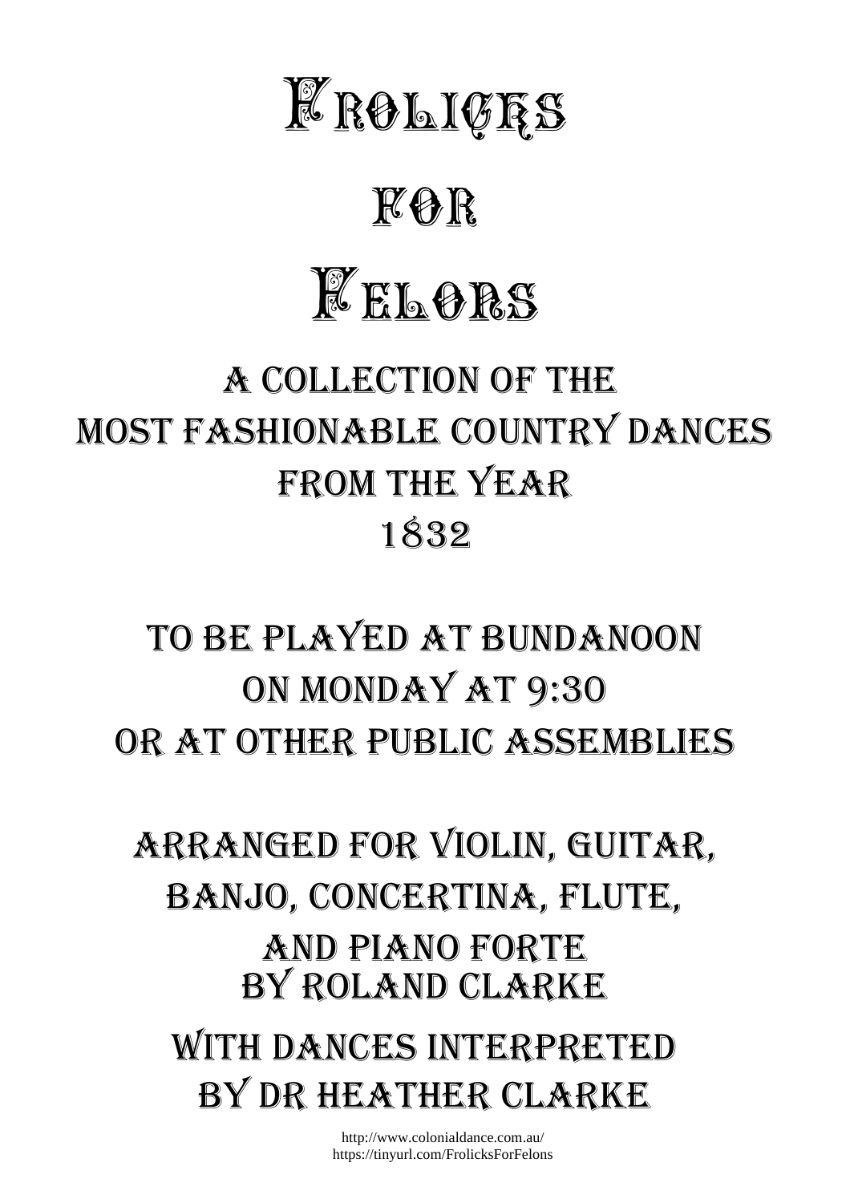# Frolicks for Felons

## A Collection of the Most Fashionable Country Dances from the Year 1832

To be played at Bundanoon on Monday at 9:30 or at other Public Assemblies

Arranged for Violin, Guitar, Banjo, Concertina, Flute, and Piano Forte by Roland Clarke

With dances interpreted by Dr Heather Clarke

http://www.colonialdance.com.au/
https://tinyurl.com/FrolicksForFelons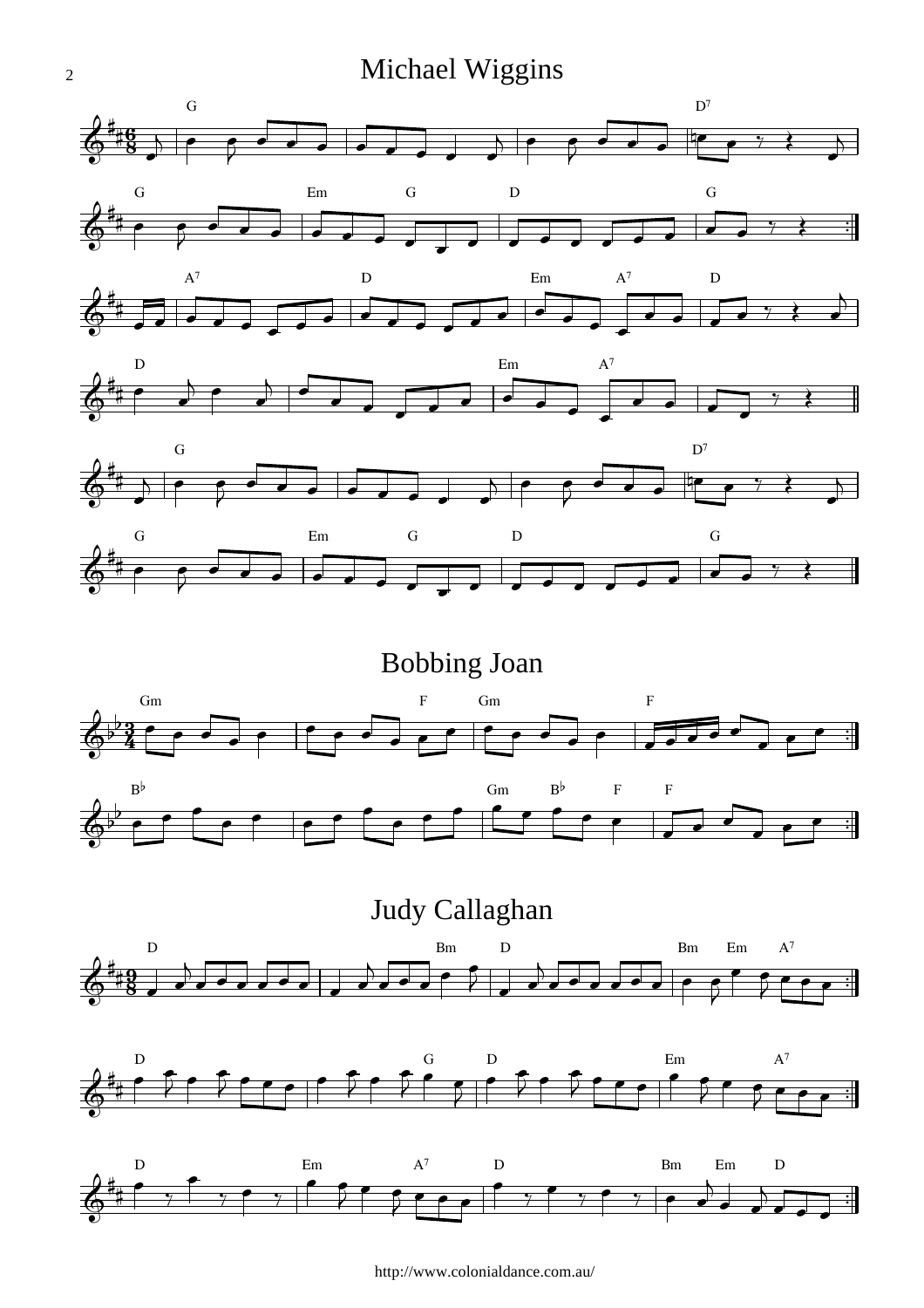# Michael Wiggins

# Bobbing Joan

# Judy Callaghan

http://www.colonialdance.com.au/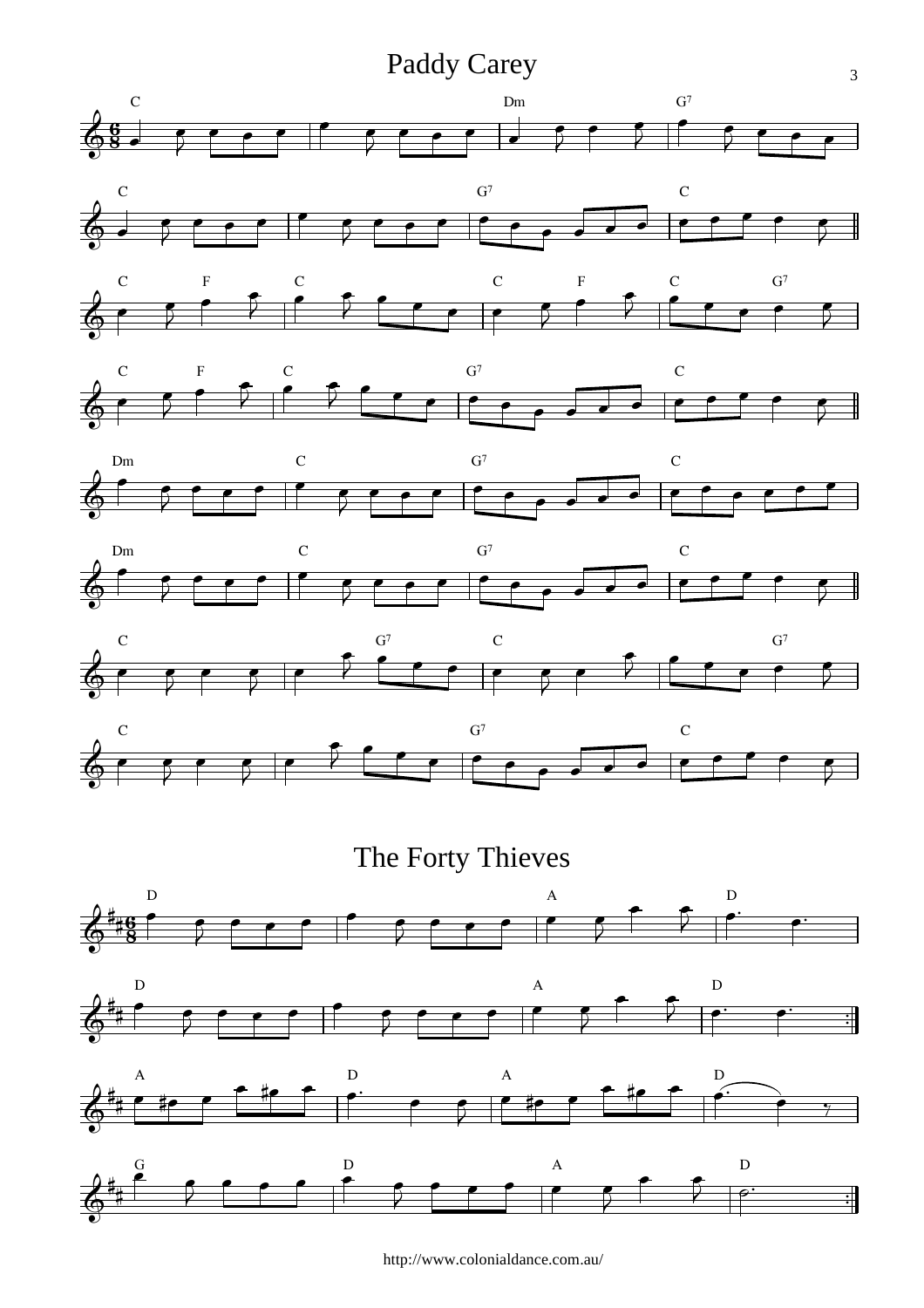# Paddy Carey

# The Forty Thieves

http://www.colonialdance.com.au/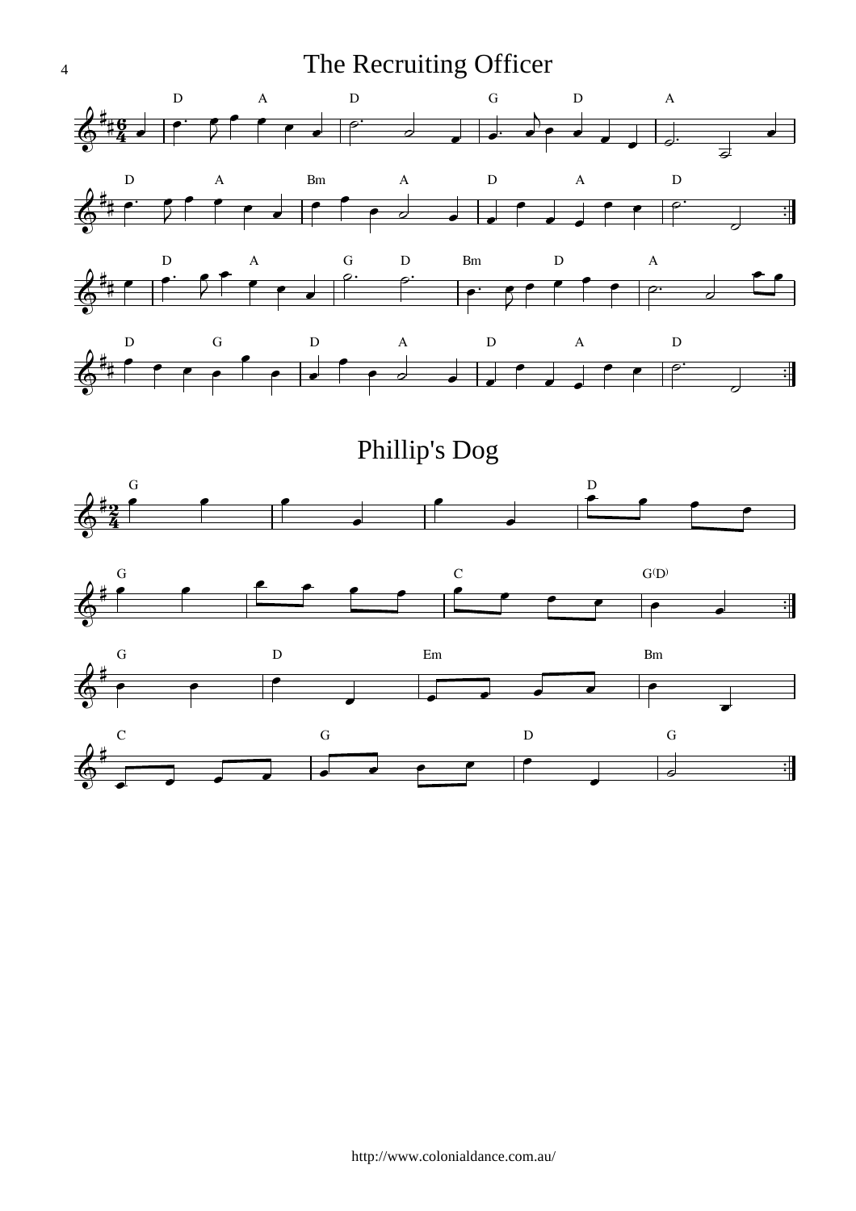# The Recruiting Officer

# Phillip's Dog

http://www.colonialdance.com.au/